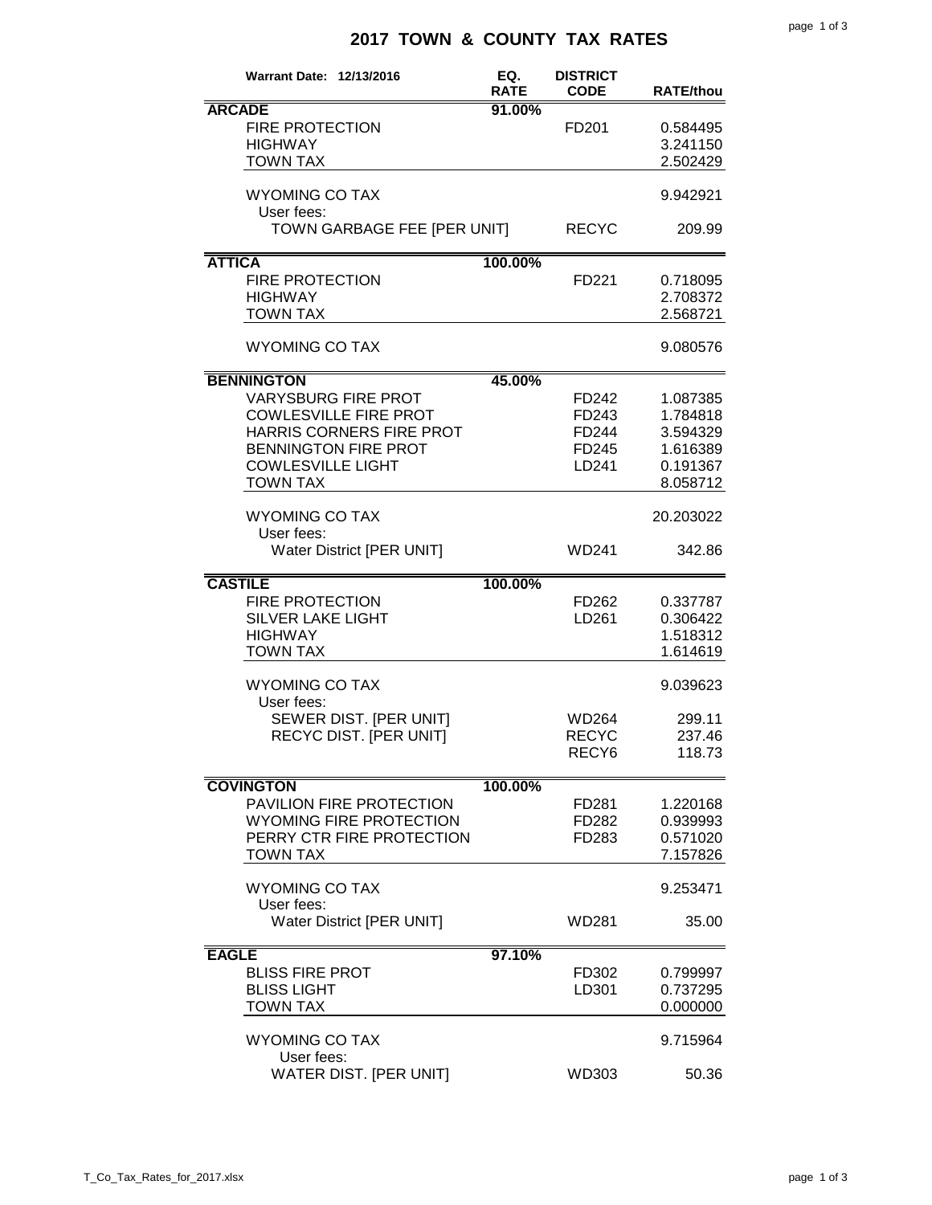# 2017 TOWN & COUNTY TAX RATES

| Warrant Date: 12/13/2016 | EQ. RATE | DISTRICT CODE | RATE/thou |
|---|---|---|---|
| **ARCADE** | 91.00% | | |
| FIRE PROTECTION | | FD201 | 0.584495 |
| HIGHWAY | | | 3.241150 |
| TOWN TAX | | | 2.502429 |
| WYOMING CO TAX | | | 9.942921 |
| User fees: | | | |
| TOWN GARBAGE FEE [PER UNIT] | | RECYC | 209.99 |
| **ATTICA** | 100.00% | | |
| FIRE PROTECTION | | FD221 | 0.718095 |
| HIGHWAY | | | 2.708372 |
| TOWN TAX | | | 2.568721 |
| WYOMING CO TAX | | | 9.080576 |
| **BENNINGTON** | 45.00% | | |
| VARYSBURG FIRE PROT | | FD242 | 1.087385 |
| COWLESVILLE FIRE PROT | | FD243 | 1.784818 |
| HARRIS CORNERS FIRE PROT | | FD244 | 3.594329 |
| BENNINGTON FIRE PROT | | FD245 | 1.616389 |
| COWLESVILLE LIGHT | | LD241 | 0.191367 |
| TOWN TAX | | | 8.058712 |
| WYOMING CO TAX | | | 20.203022 |
| User fees: | | | |
| Water District [PER UNIT] | | WD241 | 342.86 |
| **CASTILE** | 100.00% | | |
| FIRE PROTECTION | | FD262 | 0.337787 |
| SILVER LAKE LIGHT | | LD261 | 0.306422 |
| HIGHWAY | | | 1.518312 |
| TOWN TAX | | | 1.614619 |
| WYOMING CO TAX | | | 9.039623 |
| User fees: | | | |
| SEWER DIST. [PER UNIT] | | WD264 | 299.11 |
| RECYC DIST. [PER UNIT] | | RECYC | 237.46 |
| | | RECY6 | 118.73 |
| **COVINGTON** | 100.00% | | |
| PAVILION FIRE PROTECTION | | FD281 | 1.220168 |
| WYOMING FIRE PROTECTION | | FD282 | 0.939993 |
| PERRY CTR FIRE PROTECTION | | FD283 | 0.571020 |
| TOWN TAX | | | 7.157826 |
| WYOMING CO TAX | | | 9.253471 |
| User fees: | | | |
| Water District [PER UNIT] | | WD281 | 35.00 |
| **EAGLE** | 97.10% | | |
| BLISS FIRE PROT | | FD302 | 0.799997 |
| BLISS LIGHT | | LD301 | 0.737295 |
| TOWN TAX | | | 0.000000 |
| WYOMING CO TAX | | | 9.715964 |
| User fees: | | | |
| WATER DIST. [PER UNIT] | | WD303 | 50.36 |

T_Co_Tax_Rates_for_2017.xlsx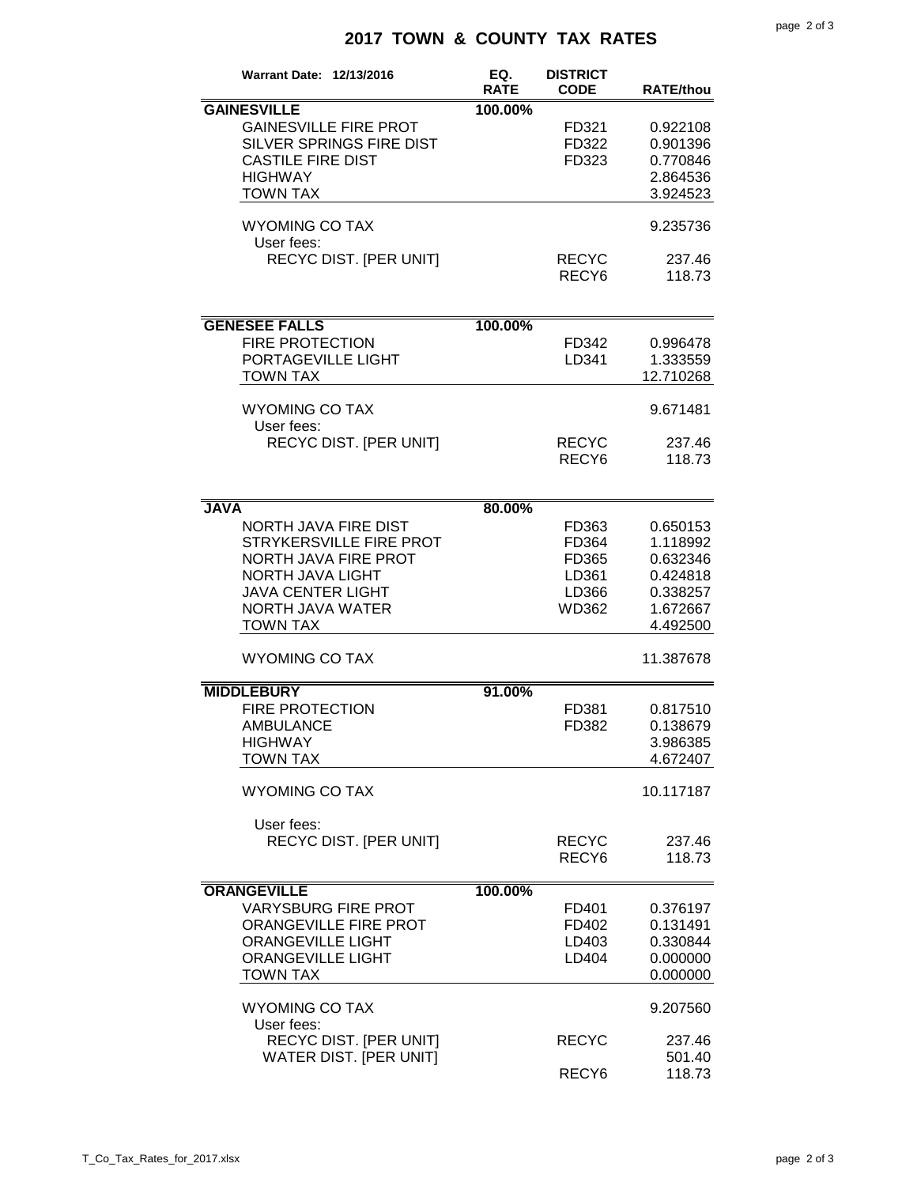# 2017 TOWN & COUNTY TAX RATES

| Warrant Date: 12/13/2016 | EQ. RATE | DISTRICT CODE | RATE/thou |
|---|---|---|---|
| **GAINESVILLE** | 100.00% | | |
| GAINESVILLE FIRE PROT | | FD321 | 0.922108 |
| SILVER SPRINGS FIRE DIST | | FD322 | 0.901396 |
| CASTILE FIRE DIST | | FD323 | 0.770846 |
| HIGHWAY | | | 2.864536 |
| TOWN TAX | | | 3.924523 |
| WYOMING CO TAX | | | 9.235736 |
| User fees: | | | |
| RECYC DIST. [PER UNIT] | | RECYC | 237.46 |
| | | RECY6 | 118.73 |
| **GENESEE FALLS** | 100.00% | | |
| FIRE PROTECTION | | FD342 | 0.996478 |
| PORTAGEVILLE LIGHT | | LD341 | 1.333559 |
| TOWN TAX | | | 12.710268 |
| WYOMING CO TAX | | | 9.671481 |
| User fees: | | | |
| RECYC DIST. [PER UNIT] | | RECYC | 237.46 |
| | | RECY6 | 118.73 |
| **JAVA** | 80.00% | | |
| NORTH JAVA FIRE DIST | | FD363 | 0.650153 |
| STRYKERSVILLE FIRE PROT | | FD364 | 1.118992 |
| NORTH JAVA FIRE PROT | | FD365 | 0.632346 |
| NORTH JAVA LIGHT | | LD361 | 0.424818 |
| JAVA CENTER LIGHT | | LD366 | 0.338257 |
| NORTH JAVA WATER | | WD362 | 1.672667 |
| TOWN TAX | | | 4.492500 |
| WYOMING CO TAX | | | 11.387678 |
| **MIDDLEBURY** | 91.00% | | |
| FIRE PROTECTION | | FD381 | 0.817510 |
| AMBULANCE | | FD382 | 0.138679 |
| HIGHWAY | | | 3.986385 |
| TOWN TAX | | | 4.672407 |
| WYOMING CO TAX | | | 10.117187 |
| User fees: | | | |
| RECYC DIST. [PER UNIT] | | RECYC | 237.46 |
| | | RECY6 | 118.73 |
| **ORANGEVILLE** | 100.00% | | |
| VARYSBURG FIRE PROT | | FD401 | 0.376197 |
| ORANGEVILLE FIRE PROT | | FD402 | 0.131491 |
| ORANGEVILLE LIGHT | | LD403 | 0.330844 |
| ORANGEVILLE LIGHT | | LD404 | 0.000000 |
| TOWN TAX | | | 0.000000 |
| WYOMING CO TAX | | | 9.207560 |
| User fees: | | | |
| RECYC DIST. [PER UNIT] | | RECYC | 237.46 |
| WATER DIST. [PER UNIT] | | | 501.40 |
| | | RECY6 | 118.73 |

T_Co_Tax_Rates_for_2017.xlsx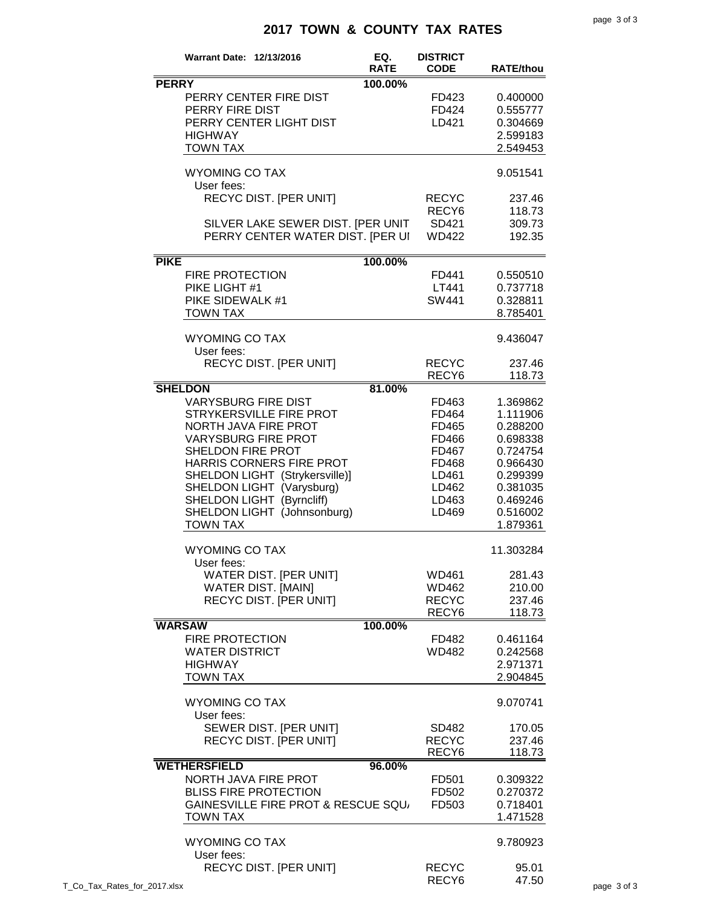# 2017 TOWN & COUNTY TAX RATES

| Warrant Date: 12/13/2016 | EQ. RATE | DISTRICT CODE | RATE/thou |
|---|---|---|---|
| **PERRY** | **100.00%** | | |
| PERRY CENTER FIRE DIST | | FD423 | 0.400000 |
| PERRY FIRE DIST | | FD424 | 0.555777 |
| PERRY CENTER LIGHT DIST | | LD421 | 0.304669 |
| HIGHWAY | | | 2.599183 |
| TOWN TAX | | | 2.549453 |
| WYOMING CO TAX | | | 9.051541 |
| User fees: | | | |
| RECYC DIST. [PER UNIT] | | RECYC | 237.46 |
| | | RECY6 | 118.73 |
| SILVER LAKE SEWER DIST. [PER UNIT | | SD421 | 309.73 |
| PERRY CENTER WATER DIST. [PER UI | | WD422 | 192.35 |
| **PIKE** | **100.00%** | | |
| FIRE PROTECTION | | FD441 | 0.550510 |
| PIKE LIGHT #1 | | LT441 | 0.737718 |
| PIKE SIDEWALK #1 | | SW441 | 0.328811 |
| TOWN TAX | | | 8.785401 |
| WYOMING CO TAX | | | 9.436047 |
| User fees: | | | |
| RECYC DIST. [PER UNIT] | | RECYC | 237.46 |
| | | RECY6 | 118.73 |
| **SHELDON** | **81.00%** | | |
| VARYSBURG FIRE DIST | | FD463 | 1.369862 |
| STRYKERSVILLE FIRE PROT | | FD464 | 1.111906 |
| NORTH JAVA FIRE PROT | | FD465 | 0.288200 |
| VARYSBURG FIRE PROT | | FD466 | 0.698338 |
| SHELDON FIRE PROT | | FD467 | 0.724754 |
| HARRIS CORNERS FIRE PROT | | FD468 | 0.966430 |
| SHELDON LIGHT (Strykersville)] | | LD461 | 0.299399 |
| SHELDON LIGHT (Varysburg) | | LD462 | 0.381035 |
| SHELDON LIGHT (Byrncliff) | | LD463 | 0.469246 |
| SHELDON LIGHT (Johnsonburg) | | LD469 | 0.516002 |
| TOWN TAX | | | 1.879361 |
| WYOMING CO TAX | | | 11.303284 |
| User fees: | | | |
| WATER DIST. [PER UNIT] | | WD461 | 281.43 |
| WATER DIST. [MAIN] | | WD462 | 210.00 |
| RECYC DIST. [PER UNIT] | | RECYC | 237.46 |
| | | RECY6 | 118.73 |
| **WARSAW** | **100.00%** | | |
| FIRE PROTECTION | | FD482 | 0.461164 |
| WATER DISTRICT | | WD482 | 0.242568 |
| HIGHWAY | | | 2.971371 |
| TOWN TAX | | | 2.904845 |
| WYOMING CO TAX | | | 9.070741 |
| User fees: | | | |
| SEWER DIST. [PER UNIT] | | SD482 | 170.05 |
| RECYC DIST. [PER UNIT] | | RECYC | 237.46 |
| | | RECY6 | 118.73 |
| **WETHERSFIELD** | **96.00%** | | |
| NORTH JAVA FIRE PROT | | FD501 | 0.309322 |
| BLISS FIRE PROTECTION | | FD502 | 0.270372 |
| GAINESVILLE FIRE PROT & RESCUE SQU/ | | FD503 | 0.718401 |
| TOWN TAX | | | 1.471528 |
| WYOMING CO TAX | | | 9.780923 |
| User fees: | | | |
| RECYC DIST. [PER UNIT] | | RECYC | 95.01 |
| | | RECY6 | 47.50 |